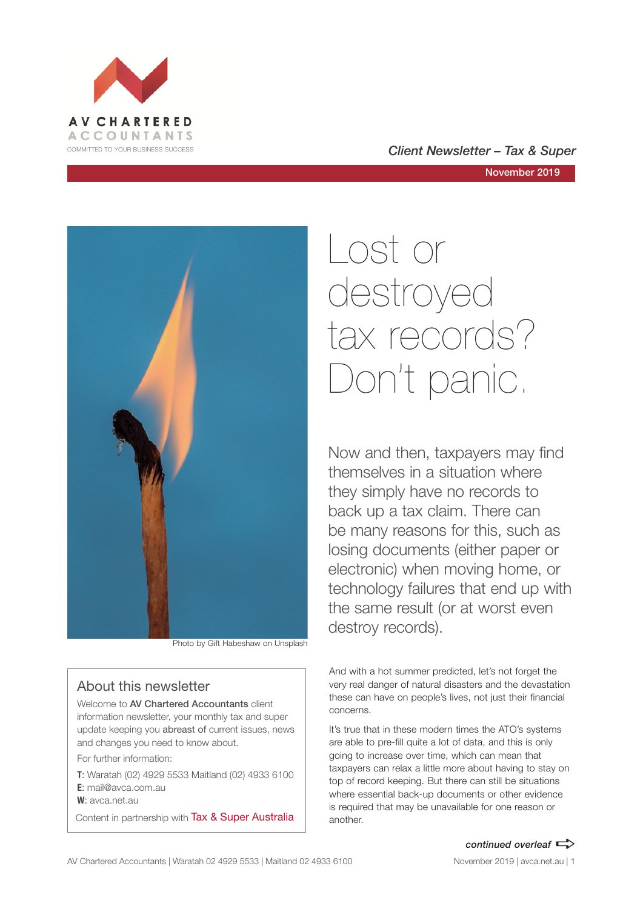AV CHARTERED ACCOUNTANTS

COMMITTED TO YOUR BUSINESS SUCCESS

*Client Newsletter – Tax & Super*

November 2019

Photo by Gift Habeshaw on Unsplash

# Lost or destroyed tax records? Don't panic.

Now and then, taxpayers may find themselves in a situation where they simply have no records to back up a tax claim. There can be many reasons for this, such as losing documents (either paper or electronic) when moving home, or technology failures that end up with the same result (or at worst even destroy records).

And with a hot summer predicted, let's not forget the very real danger of natural disasters and the devastation these can have on people's lives, not just their financial concerns.

It's true that in these modern times the ATO's systems are able to pre-fill quite a lot of data, and this is only going to increase over time, which can mean that taxpayers can relax a little more about having to stay on top of record keeping. But there can still be situations where essential back-up documents or other evidence is required that may be unavailable for one reason or another.

*continued overleaf*

## About this newsletter

Welcome to **AV Chartered Accountants** client information newsletter, your monthly tax and super update keeping you **abreast of** current issues, news and changes you need to know about.

For further information:

**T**: Waratah (02) 4929 5533 Maitland (02) 4933 6100
**E**: mail@avca.com.au
**W**: avca.net.au

Content in partnership with Tax & Super Australia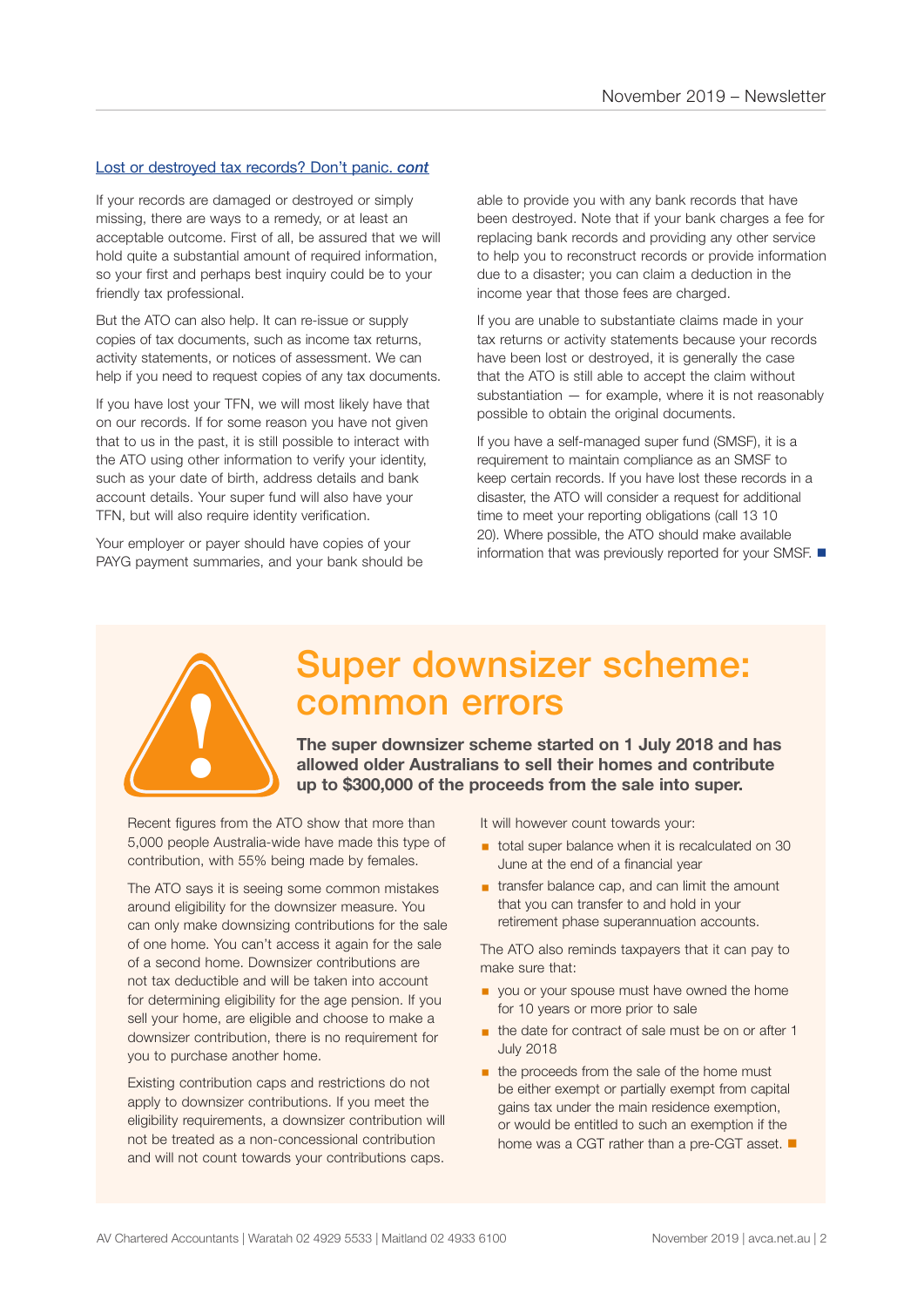Lost or destroyed tax records? Don't panic. *cont*

If your records are damaged or destroyed or simply missing, there are ways to a remedy, or at least an acceptable outcome. First of all, be assured that we will hold quite a substantial amount of required information, so your first and perhaps best inquiry could be to your friendly tax professional.

But the ATO can also help. It can re-issue or supply copies of tax documents, such as income tax returns, activity statements, or notices of assessment. We can help if you need to request copies of any tax documents.

If you have lost your TFN, we will most likely have that on our records. If for some reason you have not given that to us in the past, it is still possible to interact with the ATO using other information to verify your identity, such as your date of birth, address details and bank account details. Your super fund will also have your TFN, but will also require identity verification.

Your employer or payer should have copies of your PAYG payment summaries, and your bank should be able to provide you with any bank records that have been destroyed. Note that if your bank charges a fee for replacing bank records and providing any other service to help you to reconstruct records or provide information due to a disaster; you can claim a deduction in the income year that those fees are charged.

If you are unable to substantiate claims made in your tax returns or activity statements because your records have been lost or destroyed, it is generally the case that the ATO is still able to accept the claim without substantiation — for example, where it is not reasonably possible to obtain the original documents.

If you have a self-managed super fund (SMSF), it is a requirement to maintain compliance as an SMSF to keep certain records. If you have lost these records in a disaster, the ATO will consider a request for additional time to meet your reporting obligations (call 13 10 20). Where possible, the ATO should make available information that was previously reported for your SMSF. ■

# Super downsizer scheme: common errors

**The super downsizer scheme started on 1 July 2018 and has allowed older Australians to sell their homes and contribute up to $300,000 of the proceeds from the sale into super.**

Recent figures from the ATO show that more than 5,000 people Australia-wide have made this type of contribution, with 55% being made by females.

The ATO says it is seeing some common mistakes around eligibility for the downsizer measure. You can only make downsizing contributions for the sale of one home. You can't access it again for the sale of a second home. Downsizer contributions are not tax deductible and will be taken into account for determining eligibility for the age pension. If you sell your home, are eligible and choose to make a downsizer contribution, there is no requirement for you to purchase another home.

Existing contribution caps and restrictions do not apply to downsizer contributions. If you meet the eligibility requirements, a downsizer contribution will not be treated as a non-concessional contribution and will not count towards your contributions caps.

It will however count towards your:

- total super balance when it is recalculated on 30 June at the end of a financial year
- transfer balance cap, and can limit the amount that you can transfer to and hold in your retirement phase superannuation accounts.

The ATO also reminds taxpayers that it can pay to make sure that:

- you or your spouse must have owned the home for 10 years or more prior to sale
- the date for contract of sale must be on or after 1 July 2018
- the proceeds from the sale of the home must be either exempt or partially exempt from capital gains tax under the main residence exemption, or would be entitled to such an exemption if the home was a CGT rather than a pre-CGT asset. ■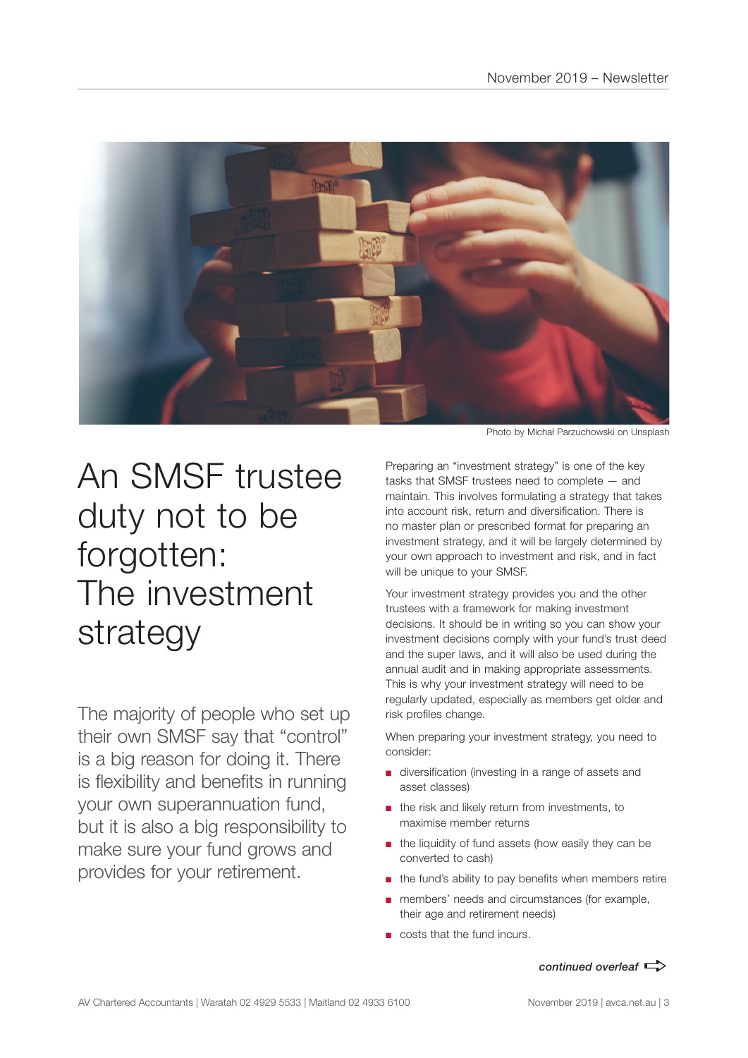Photo by Michał Parzuchowski on Unsplash

# An SMSF trustee duty not to be forgotten: The investment strategy

The majority of people who set up their own SMSF say that "control" is a big reason for doing it. There is flexibility and benefits in running your own superannuation fund, but it is also a big responsibility to make sure your fund grows and provides for your retirement.

Preparing an "investment strategy" is one of the key tasks that SMSF trustees need to complete — and maintain. This involves formulating a strategy that takes into account risk, return and diversification. There is no master plan or prescribed format for preparing an investment strategy, and it will be largely determined by your own approach to investment and risk, and in fact will be unique to your SMSF.

Your investment strategy provides you and the other trustees with a framework for making investment decisions. It should be in writing so you can show your investment decisions comply with your fund's trust deed and the super laws, and it will also be used during the annual audit and in making appropriate assessments. This is why your investment strategy will need to be regularly updated, especially as members get older and risk profiles change.

When preparing your investment strategy, you need to consider:

- diversification (investing in a range of assets and asset classes)
- the risk and likely return from investments, to maximise member returns
- the liquidity of fund assets (how easily they can be converted to cash)
- the fund's ability to pay benefits when members retire
- members' needs and circumstances (for example, their age and retirement needs)
- costs that the fund incurs.

***continued overleaf***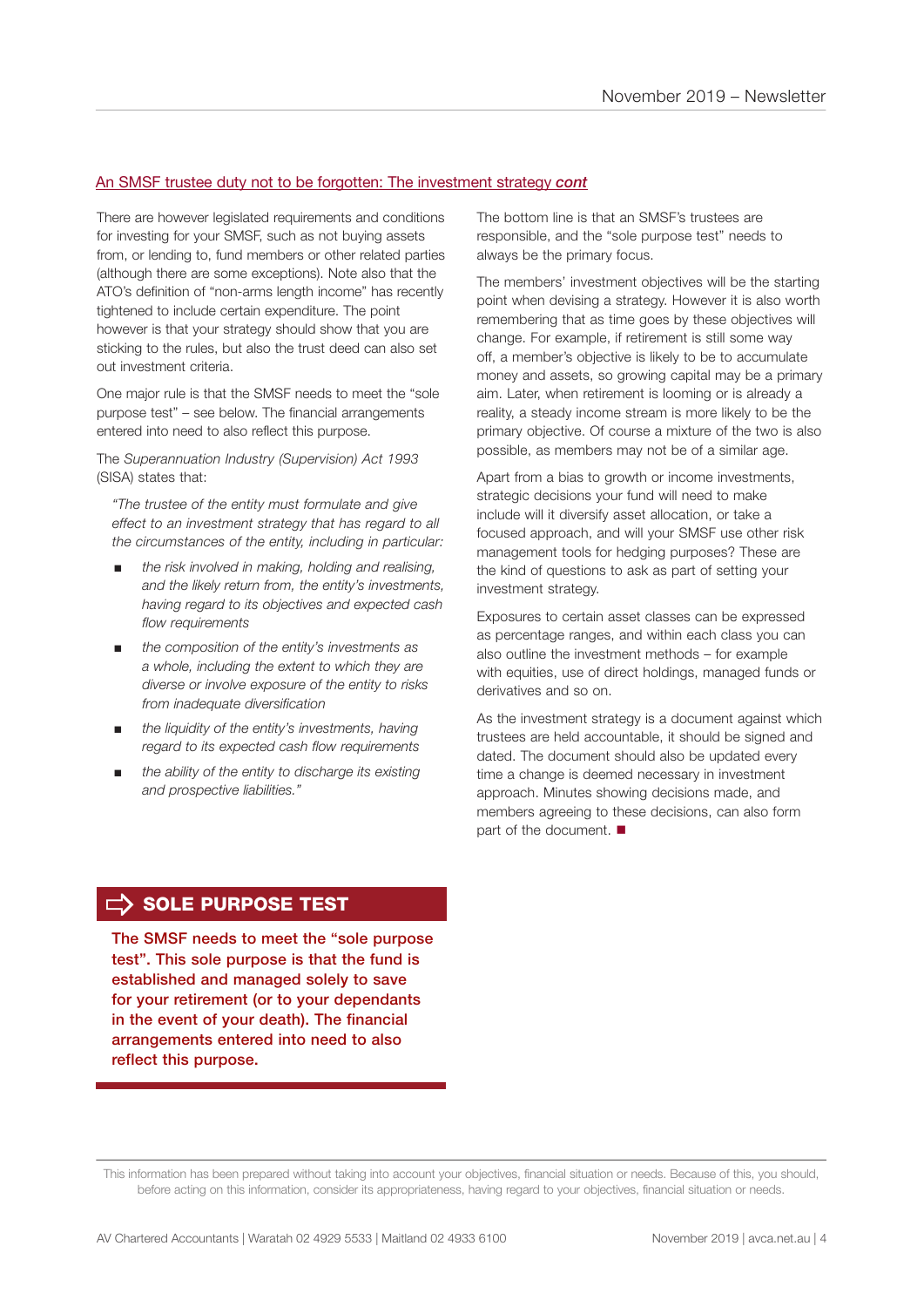## An SMSF trustee duty not to be forgotten: The investment strategy *cont*

There are however legislated requirements and conditions for investing for your SMSF, such as not buying assets from, or lending to, fund members or other related parties (although there are some exceptions). Note also that the ATO's definition of "non-arms length income" has recently tightened to include certain expenditure. The point however is that your strategy should show that you are sticking to the rules, but also the trust deed can also set out investment criteria.

One major rule is that the SMSF needs to meet the "sole purpose test" – see below. The financial arrangements entered into need to also reflect this purpose.

The *Superannuation Industry (Supervision) Act 1993* (SISA) states that:

> *"The trustee of the entity must formulate and give effect to an investment strategy that has regard to all the circumstances of the entity, including in particular:*
>
> - *the risk involved in making, holding and realising, and the likely return from, the entity's investments, having regard to its objectives and expected cash flow requirements*
> - *the composition of the entity's investments as a whole, including the extent to which they are diverse or involve exposure of the entity to risks from inadequate diversification*
> - *the liquidity of the entity's investments, having regard to its expected cash flow requirements*
> - *the ability of the entity to discharge its existing and prospective liabilities."*

The bottom line is that an SMSF's trustees are responsible, and the "sole purpose test" needs to always be the primary focus.

The members' investment objectives will be the starting point when devising a strategy. However it is also worth remembering that as time goes by these objectives will change. For example, if retirement is still some way off, a member's objective is likely to be to accumulate money and assets, so growing capital may be a primary aim. Later, when retirement is looming or is already a reality, a steady income stream is more likely to be the primary objective. Of course a mixture of the two is also possible, as members may not be of a similar age.

Apart from a bias to growth or income investments, strategic decisions your fund will need to make include will it diversify asset allocation, or take a focused approach, and will your SMSF use other risk management tools for hedging purposes? These are the kind of questions to ask as part of setting your investment strategy.

Exposures to certain asset classes can be expressed as percentage ranges, and within each class you can also outline the investment methods – for example with equities, use of direct holdings, managed funds or derivatives and so on.

As the investment strategy is a document against which trustees are held accountable, it should be signed and dated. The document should also be updated every time a change is deemed necessary in investment approach. Minutes showing decisions made, and members agreeing to these decisions, can also form part of the document. ■

### SOLE PURPOSE TEST

**The SMSF needs to meet the "sole purpose test". This sole purpose is that the fund is established and managed solely to save for your retirement (or to your dependants in the event of your death). The financial arrangements entered into need to also reflect this purpose.**

This information has been prepared without taking into account your objectives, financial situation or needs. Because of this, you should, before acting on this information, consider its appropriateness, having regard to your objectives, financial situation or needs.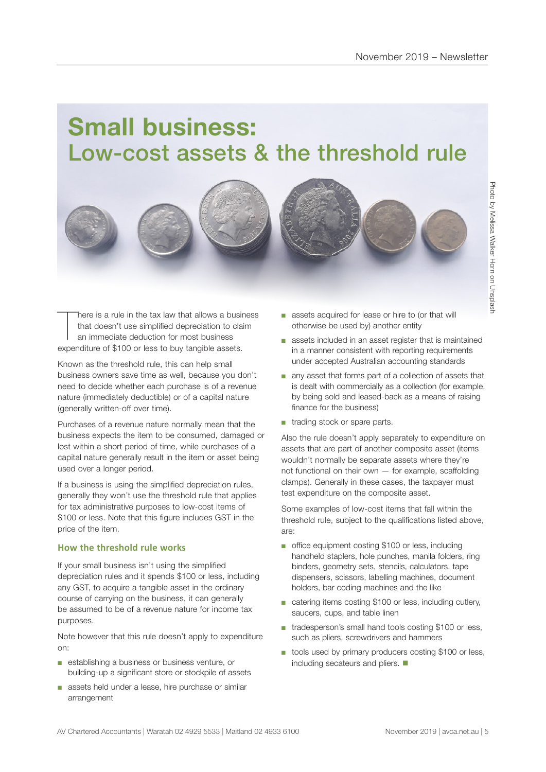# Small business: Low-cost assets & the threshold rule

Photo by Melissa Walker Horn on Unsplash

There is a rule in the tax law that allows a business that doesn't use simplified depreciation to claim an immediate deduction for most business expenditure of $100 or less to buy tangible assets.

Known as the threshold rule, this can help small business owners save time as well, because you don't need to decide whether each purchase is of a revenue nature (immediately deductible) or of a capital nature (generally written-off over time).

Purchases of a revenue nature normally mean that the business expects the item to be consumed, damaged or lost within a short period of time, while purchases of a capital nature generally result in the item or asset being used over a longer period.

If a business is using the simplified depreciation rules, generally they won't use the threshold rule that applies for tax administrative purposes to low-cost items of $100 or less. Note that this figure includes GST in the price of the item.

### How the threshold rule works

If your small business isn't using the simplified depreciation rules and it spends $100 or less, including any GST, to acquire a tangible asset in the ordinary course of carrying on the business, it can generally be assumed to be of a revenue nature for income tax purposes.

Note however that this rule doesn't apply to expenditure on:

- establishing a business or business venture, or building-up a significant store or stockpile of assets
- assets held under a lease, hire purchase or similar arrangement
- assets acquired for lease or hire to (or that will otherwise be used by) another entity
- assets included in an asset register that is maintained in a manner consistent with reporting requirements under accepted Australian accounting standards
- any asset that forms part of a collection of assets that is dealt with commercially as a collection (for example, by being sold and leased-back as a means of raising finance for the business)
- trading stock or spare parts.

Also the rule doesn't apply separately to expenditure on assets that are part of another composite asset (items wouldn't normally be separate assets where they're not functional on their own — for example, scaffolding clamps). Generally in these cases, the taxpayer must test expenditure on the composite asset.

Some examples of low-cost items that fall within the threshold rule, subject to the qualifications listed above, are:

- office equipment costing $100 or less, including handheld staplers, hole punches, manila folders, ring binders, geometry sets, stencils, calculators, tape dispensers, scissors, labelling machines, document holders, bar coding machines and the like
- catering items costing $100 or less, including cutlery, saucers, cups, and table linen
- tradesperson's small hand tools costing $100 or less, such as pliers, screwdrivers and hammers
- tools used by primary producers costing $100 or less, including secateurs and pliers. ■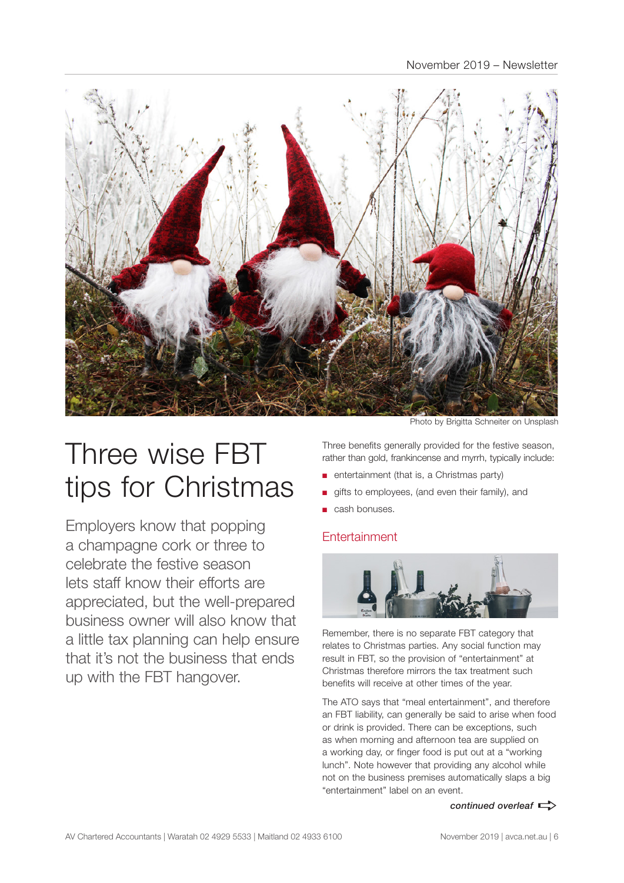Photo by Brigitta Schneiter on Unsplash

# Three wise FBT tips for Christmas

Employers know that popping a champagne cork or three to celebrate the festive season lets staff know their efforts are appreciated, but the well-prepared business owner will also know that a little tax planning can help ensure that it's not the business that ends up with the FBT hangover.

Three benefits generally provided for the festive season, rather than gold, frankincense and myrrh, typically include:

- entertainment (that is, a Christmas party)
- gifts to employees, (and even their family), and
- cash bonuses.

## Entertainment

Remember, there is no separate FBT category that relates to Christmas parties. Any social function may result in FBT, so the provision of "entertainment" at Christmas therefore mirrors the tax treatment such benefits will receive at other times of the year.

The ATO says that "meal entertainment", and therefore an FBT liability, can generally be said to arise when food or drink is provided. There can be exceptions, such as when morning and afternoon tea are supplied on a working day, or finger food is put out at a "working lunch". Note however that providing any alcohol while not on the business premises automatically slaps a big "entertainment" label on an event.

***continued overleaf***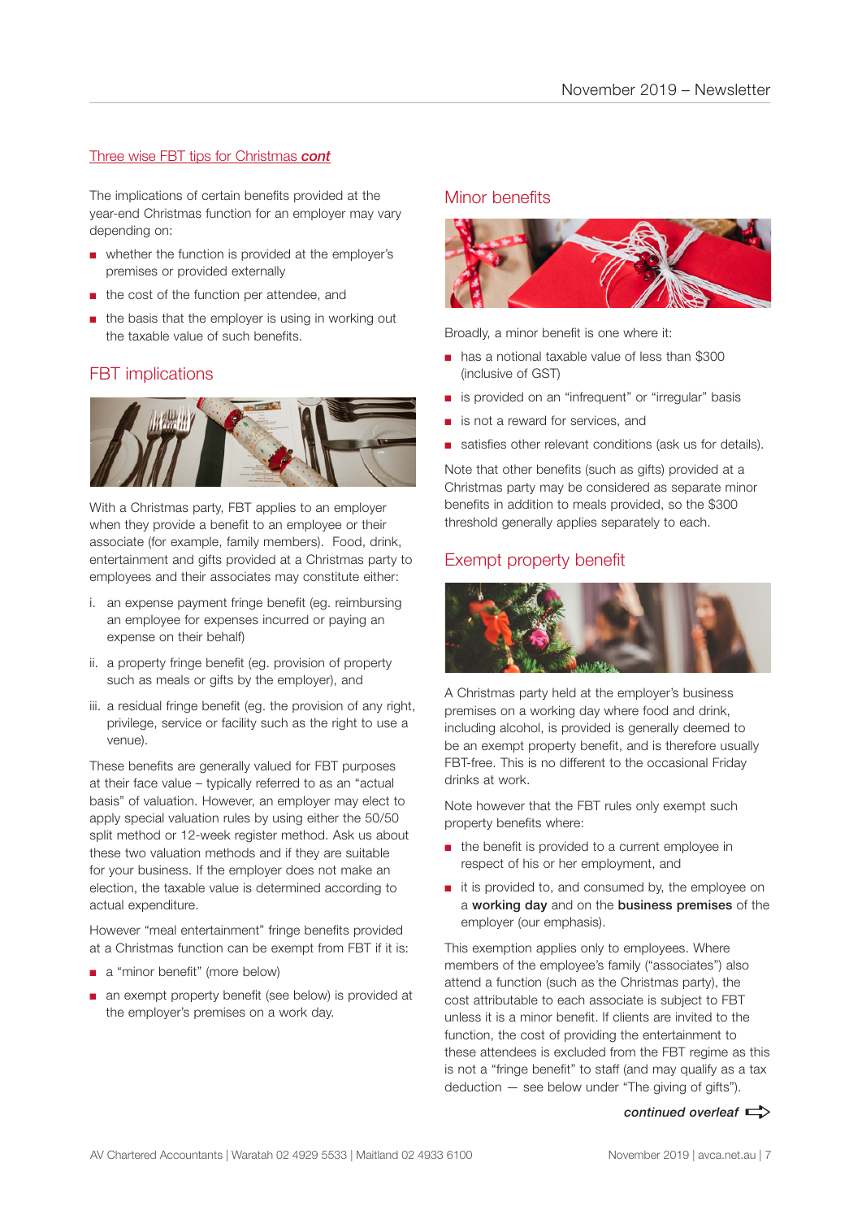Three wise FBT tips for Christmas ***cont***

The implications of certain benefits provided at the year-end Christmas function for an employer may vary depending on:

- whether the function is provided at the employer's premises or provided externally
- the cost of the function per attendee, and
- the basis that the employer is using in working out the taxable value of such benefits.

## FBT implications

With a Christmas party, FBT applies to an employer when they provide a benefit to an employee or their associate (for example, family members). Food, drink, entertainment and gifts provided at a Christmas party to employees and their associates may constitute either:

i. an expense payment fringe benefit (eg. reimbursing an employee for expenses incurred or paying an expense on their behalf)

ii. a property fringe benefit (eg. provision of property such as meals or gifts by the employer), and

iii. a residual fringe benefit (eg. the provision of any right, privilege, service or facility such as the right to use a venue).

These benefits are generally valued for FBT purposes at their face value – typically referred to as an "actual basis" of valuation. However, an employer may elect to apply special valuation rules by using either the 50/50 split method or 12-week register method. Ask us about these two valuation methods and if they are suitable for your business. If the employer does not make an election, the taxable value is determined according to actual expenditure.

However "meal entertainment" fringe benefits provided at a Christmas function can be exempt from FBT if it is:

- a "minor benefit" (more below)
- an exempt property benefit (see below) is provided at the employer's premises on a work day.

## Minor benefits

Broadly, a minor benefit is one where it:

- has a notional taxable value of less than $300 (inclusive of GST)
- is provided on an "infrequent" or "irregular" basis
- is not a reward for services, and
- satisfies other relevant conditions (ask us for details).

Note that other benefits (such as gifts) provided at a Christmas party may be considered as separate minor benefits in addition to meals provided, so the $300 threshold generally applies separately to each.

## Exempt property benefit

A Christmas party held at the employer's business premises on a working day where food and drink, including alcohol, is provided is generally deemed to be an exempt property benefit, and is therefore usually FBT-free. This is no different to the occasional Friday drinks at work.

Note however that the FBT rules only exempt such property benefits where:

- the benefit is provided to a current employee in respect of his or her employment, and
- it is provided to, and consumed by, the employee on a **working day** and on the **business premises** of the employer (our emphasis).

This exemption applies only to employees. Where members of the employee's family ("associates") also attend a function (such as the Christmas party), the cost attributable to each associate is subject to FBT unless it is a minor benefit. If clients are invited to the function, the cost of providing the entertainment to these attendees is excluded from the FBT regime as this is not a "fringe benefit" to staff (and may qualify as a tax deduction — see below under "The giving of gifts").

***continued overleaf***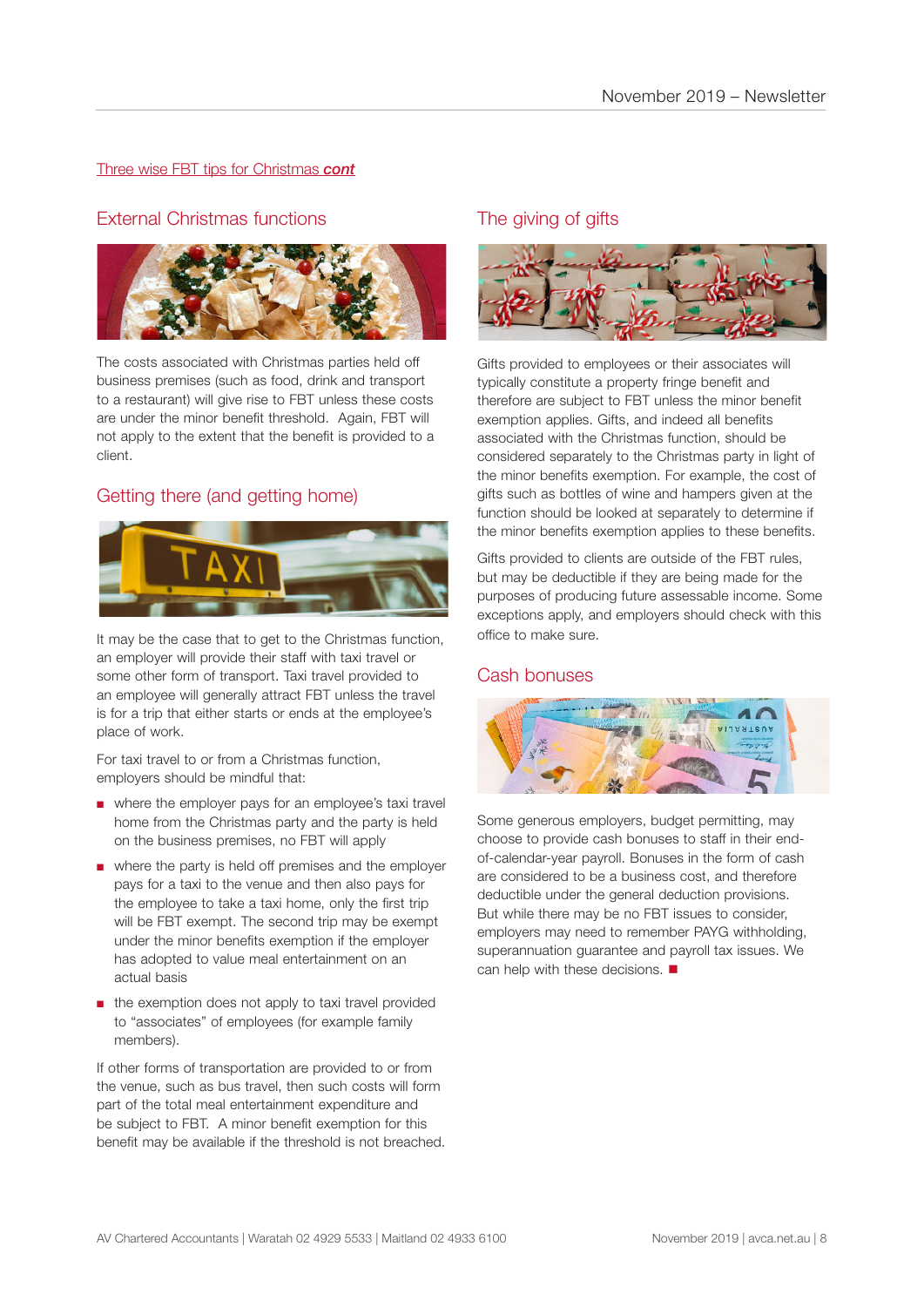Three wise FBT tips for Christmas ***cont***

## External Christmas functions

The costs associated with Christmas parties held off business premises (such as food, drink and transport to a restaurant) will give rise to FBT unless these costs are under the minor benefit threshold. Again, FBT will not apply to the extent that the benefit is provided to a client.

## Getting there (and getting home)

It may be the case that to get to the Christmas function, an employer will provide their staff with taxi travel or some other form of transport. Taxi travel provided to an employee will generally attract FBT unless the travel is for a trip that either starts or ends at the employee's place of work.

For taxi travel to or from a Christmas function, employers should be mindful that:

- where the employer pays for an employee's taxi travel home from the Christmas party and the party is held on the business premises, no FBT will apply
- where the party is held off premises and the employer pays for a taxi to the venue and then also pays for the employee to take a taxi home, only the first trip will be FBT exempt. The second trip may be exempt under the minor benefits exemption if the employer has adopted to value meal entertainment on an actual basis
- the exemption does not apply to taxi travel provided to "associates" of employees (for example family members).

If other forms of transportation are provided to or from the venue, such as bus travel, then such costs will form part of the total meal entertainment expenditure and be subject to FBT. A minor benefit exemption for this benefit may be available if the threshold is not breached.

## The giving of gifts

Gifts provided to employees or their associates will typically constitute a property fringe benefit and therefore are subject to FBT unless the minor benefit exemption applies. Gifts, and indeed all benefits associated with the Christmas function, should be considered separately to the Christmas party in light of the minor benefits exemption. For example, the cost of gifts such as bottles of wine and hampers given at the function should be looked at separately to determine if the minor benefits exemption applies to these benefits.

Gifts provided to clients are outside of the FBT rules, but may be deductible if they are being made for the purposes of producing future assessable income. Some exceptions apply, and employers should check with this office to make sure.

## Cash bonuses

Some generous employers, budget permitting, may choose to provide cash bonuses to staff in their end-of-calendar-year payroll. Bonuses in the form of cash are considered to be a business cost, and therefore deductible under the general deduction provisions. But while there may be no FBT issues to consider, employers may need to remember PAYG withholding, superannuation guarantee and payroll tax issues. We can help with these decisions. ■